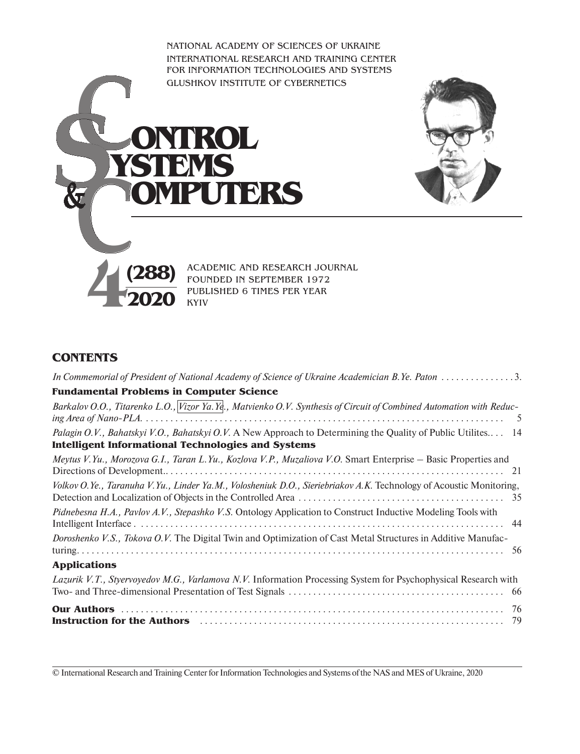NATIONAL ACADEMY OF SCIENCES OF UKRAINE
INTERNATIONAL RESEARCH AND TRAINING CENTER
FOR INFORMATION TECHNOLOGIES AND SYSTEMS
GLUSHKOV INSTITUTE OF CYBERNETICS

# CONTROL SYSTEMS & COMPUTERS

**4 (288) 2020**

ACADEMIC AND RESEARCH JOURNAL
FOUNDED IN SEPTEMBER 1972
PUBLISHED 6 TIMES PER YEAR
KYIV

## CONTENTS

*In Commemorial of President of National Academy of Science of Ukraine Academician B.Ye. Paton* ............... 3.

### Fundamental Problems in Computer Science

*Barkalov O.O., Titarenko L.O., Vizor Ya.Ye., Matvienko O.V. Synthesis of Circuit of Combined Automation with Reducing Area of Nano-PLA.* ............... 5

*Palagin O.V., Bahatskyi V.O., Bahatskyi O.V.* A New Approach to Determining the Quality of Public Utilites.... 14

### Intelligent Informational Technologies and Systems

*Meytus V.Yu., Morozova G.I., Taran L.Yu., Kozlova V.P., Muzaliova V.O.* Smart Enterprise – Basic Properties and Directions of Development.. ............... 21

*Volkov O.Ye., Taranuha V.Yu., Linder Ya.M., Volosheniuk D.O., Sieriebriakov A.K.* Technology of Acoustic Monitoring, Detection and Localization of Objects in the Controlled Area ............... 35

*Pidnebesna H.A., Pavlov A.V., Stepashko V.S.* Ontology Application to Construct Inductive Modeling Tools with Intelligent Interface ............... 44

*Doroshenko V.S., Tokova O.V.* The Digital Twin and Optimization of Cast Metal Structures in Additive Manufacturing. ............... 56

### Applications

*Lazurik V.T., Styervoyedov M.G., Varlamova N.V.* Information Processing System for Psychophysical Research with Two- and Three-dimensional Presentation of Test Signals ............... 66

**Our Authors** ............... 76

**Instruction for the Authors** ............... 79

© International Research and Training Center for Information Technologies and Systems of the NAS and MES of Ukraine, 2020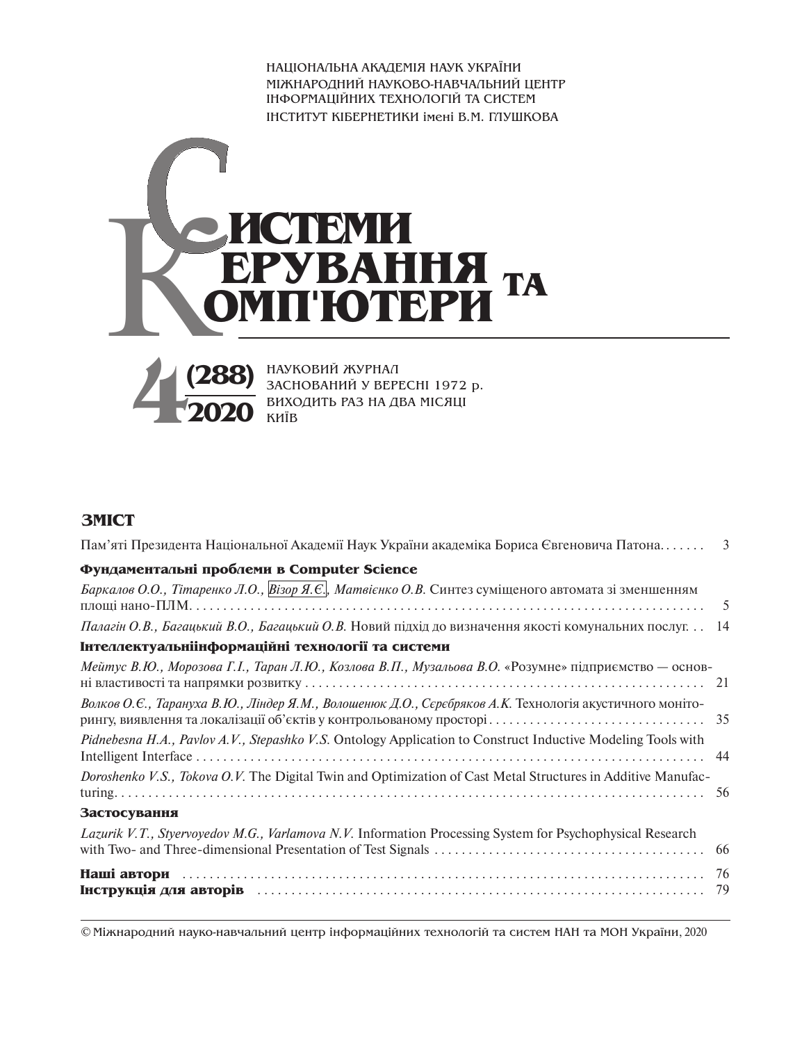НАЦІОНАЛЬНА АКАДЕМІЯ НАУК УКРАЇНИ
МІЖНАРОДНИЙ НАУКОВО-НАВЧАЛЬНИЙ ЦЕНТР
ІНФОРМАЦІЙНИХ ТЕХНОЛОГІЙ ТА СИСТЕМ
ІНСТИТУТ КІБЕРНЕТИКИ імені В.М. ГЛУШКОВА

# СИСТЕМИ КЕРУВАННЯ ТА КОМП'ЮТЕРИ

**4 (288) 2020**

НАУКОВИЙ ЖУРНАЛ
ЗАСНОВАНИЙ У ВЕРЕСНІ 1972 р.
ВИХОДИТЬ РАЗ НА ДВА МІСЯЦІ
КИЇВ

## ЗМІСТ

Пам'яті Президента Національної Академії Наук України академіка Бориса Євгеновича Патона ....... 3

**Фундаментальні проблеми в Computer Science**

*Баркалов О.О., Тітаренко Л.О., Візор Я.Є., Матвієнко О.В.* Синтез суміщеного автомата зі зменшенням площі нано-ПЛМ ........ 5

*Палагін О.В., Багацький В.О., Багацький О.В.* Новий підхід до визначення якості комунальних послуг ... 14

**Інтеллектуальніінформаційні технології та системи**

*Мейтус В.Ю., Морозова Г.І., Таран Л.Ю., Козлова В.П., Музальова В.О.* «Розумне» підприємство — основні властивості та напрямки розвитку ........ 21

*Волков О.Є., Тарануха В.Ю., Ліндер Я.М., Волошенюк Д.О., Сєрєбряков А.К.* Технологія акустичного моніторингу, виявлення та локалізації об'єктів у контрольованому просторі ........ 35

*Pidnebesna H.A., Pavlov A.V., Stepashko V.S.* Ontology Application to Construct Inductive Modeling Tools with Intelligent Interface ........ 44

*Doroshenko V.S., Tokova O.V.* The Digital Twin and Optimization of Cast Metal Structures in Additive Manufacturing ........ 56

**Застосування**

*Lazurik V.T., Styervoyedov M.G., Varlamova N.V.* Information Processing System for Psychophysical Research with Two- and Three-dimensional Presentation of Test Signals ........ 66

**Наші автори** ........ 76
**Інструкція для авторів** ........ 79

© Міжнародний науко-навчальний центр інформаційних технологій та систем НАН та МОН України, 2020